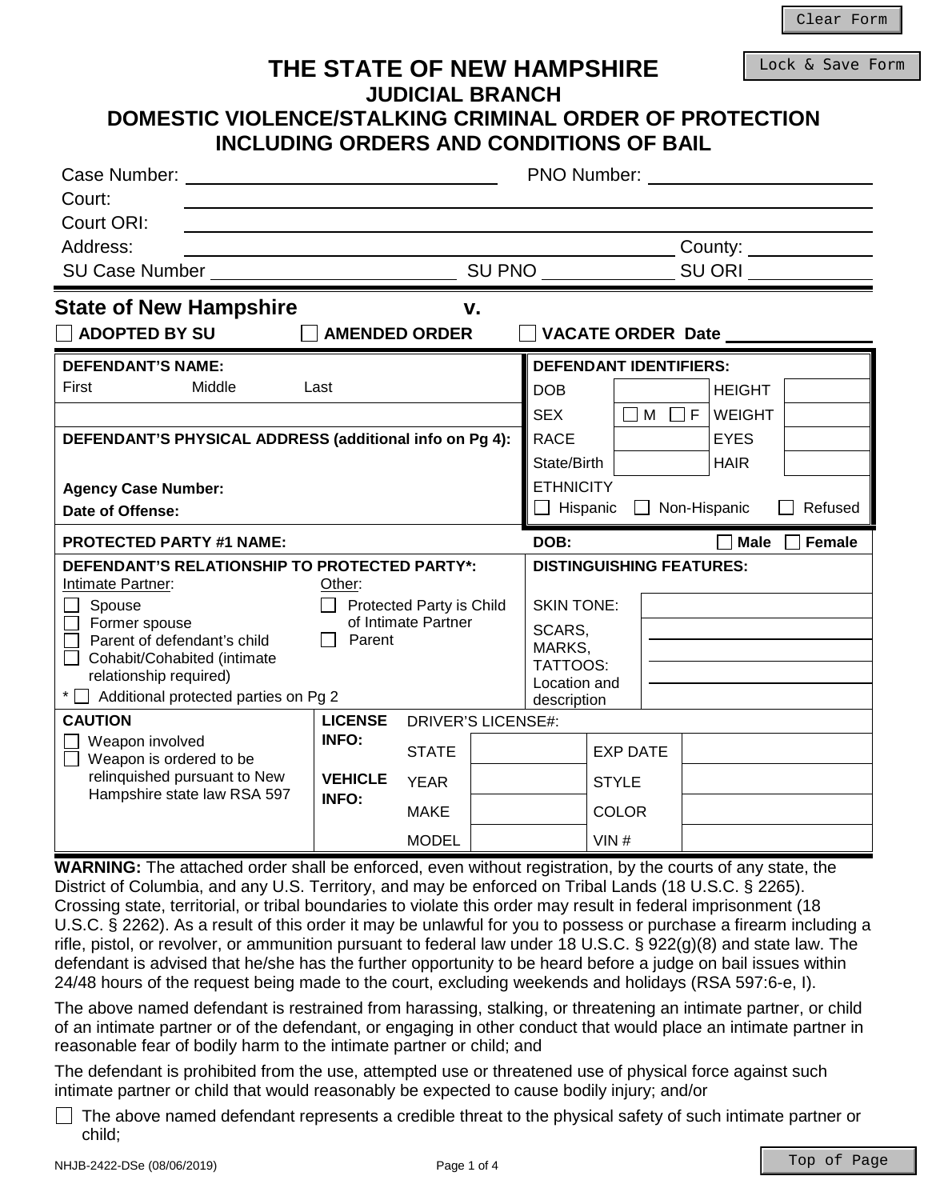Clear Form

Lock & Save Form

# THE STATE OF NEW HAMPSHIRE
## JUDICIAL BRANCH
## DOMESTIC VIOLENCE/STALKING CRIMINAL ORDER OF PROTECTION INCLUDING ORDERS AND CONDITIONS OF BAIL

Case Number: ______________________ PNO Number: ______________________

Court: ______________________

Court ORI: ______________________

Address: ______________________ County: ____________

SU Case Number ______________________ SU PNO ____________ SU ORI ____________

**State of New Hampshire v.**

☐ **ADOPTED BY SU** ☐ **AMENDED ORDER** ☐ **VACATE ORDER Date** ____________

| **DEFENDANT'S NAME:** First Middle Last | **DEFENDANT IDENTIFIERS:** | | | |
|---|---|---|---|---|
| | DOB | | HEIGHT | |
| | SEX | ☐ M ☐ F | WEIGHT | |
| **DEFENDANT'S PHYSICAL ADDRESS (additional info on Pg 4):** | RACE | | EYES | |
| | State/Birth | | HAIR | |
| **Agency Case Number:** | ETHNICITY | | | |
| **Date of Offense:** | ☐ Hispanic ☐ Non-Hispanic ☐ Refused | | | |

| **PROTECTED PARTY #1 NAME:** | **DOB:** ☐ **Male** ☐ **Female** | |
|---|---|---|
| **DEFENDANT'S RELATIONSHIP TO PROTECTED PARTY*:** | **DISTINGUISHING FEATURES:** | |
| Intimate Partner: ☐ Spouse ☐ Former spouse ☐ Parent of defendant's child ☐ Cohabit/Cohabited (intimate relationship required) | SKIN TONE: | |
| Other: ☐ Protected Party is Child of Intimate Partner ☐ Parent | SCARS, MARKS, TATTOOS: Location and description | |
| * ☐ Additional protected parties on Pg 2 | | |

| **CAUTION** | **LICENSE INFO:** | DRIVER'S LICENSE#: | | | |
|---|---|---|---|---|---|
| ☐ Weapon involved | | STATE | | EXP DATE | |
| ☐ Weapon is ordered to be relinquished pursuant to New Hampshire state law RSA 597 | **VEHICLE INFO:** | YEAR | | STYLE | |
| | | MAKE | | COLOR | |
| | | MODEL | | VIN # | |

**WARNING:** The attached order shall be enforced, even without registration, by the courts of any state, the District of Columbia, and any U.S. Territory, and may be enforced on Tribal Lands (18 U.S.C. § 2265). Crossing state, territorial, or tribal boundaries to violate this order may result in federal imprisonment (18 U.S.C. § 2262). As a result of this order it may be unlawful for you to possess or purchase a firearm including a rifle, pistol, or revolver, or ammunition pursuant to federal law under 18 U.S.C. § 922(g)(8) and state law. The defendant is advised that he/she has the further opportunity to be heard before a judge on bail issues within 24/48 hours of the request being made to the court, excluding weekends and holidays (RSA 597:6-e, I).

The above named defendant is restrained from harassing, stalking, or threatening an intimate partner, or child of an intimate partner or of the defendant, or engaging in other conduct that would place an intimate partner in reasonable fear of bodily harm to the intimate partner or child; and

The defendant is prohibited from the use, attempted use or threatened use of physical force against such intimate partner or child that would reasonably be expected to cause bodily injury; and/or

☐ The above named defendant represents a credible threat to the physical safety of such intimate partner or child;

NHJB-2422-DSe (08/06/2019)

Top of Page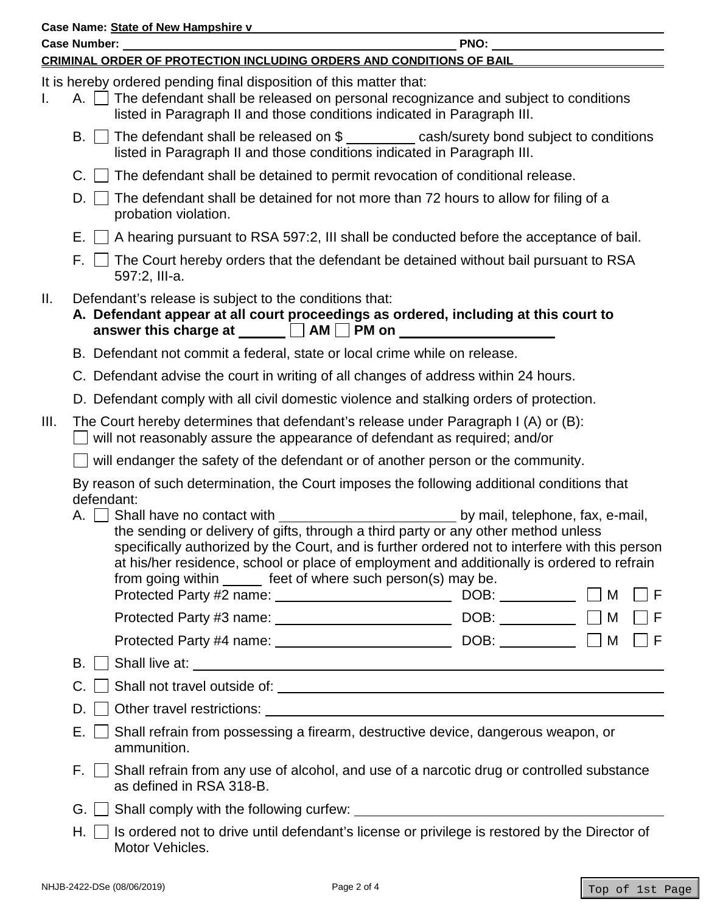**Case Name:** State of New Hampshire v ______________________________

**Case Number:** ______________________________ **PNO:** ______________________________

**CRIMINAL ORDER OF PROTECTION INCLUDING ORDERS AND CONDITIONS OF BAIL**

It is hereby ordered pending final disposition of this matter that:

I. A. ☐ The defendant shall be released on personal recognizance and subject to conditions listed in Paragraph II and those conditions indicated in Paragraph III.

B. ☐ The defendant shall be released on $ _________ cash/surety bond subject to conditions listed in Paragraph II and those conditions indicated in Paragraph III.

C. ☐ The defendant shall be detained to permit revocation of conditional release.

D. ☐ The defendant shall be detained for not more than 72 hours to allow for filing of a probation violation.

E. ☐ A hearing pursuant to RSA 597:2, III shall be conducted before the acceptance of bail.

F. ☐ The Court hereby orders that the defendant be detained without bail pursuant to RSA 597:2, III-a.

II. Defendant's release is subject to the conditions that:

**A. Defendant appear at all court proceedings as ordered, including at this court to answer this charge at ______ ☐ AM ☐ PM on ____________________**

B. Defendant not commit a federal, state or local crime while on release.

C. Defendant advise the court in writing of all changes of address within 24 hours.

D. Defendant comply with all civil domestic violence and stalking orders of protection.

III. The Court hereby determines that defendant's release under Paragraph I (A) or (B):

☐ will not reasonably assure the appearance of defendant as required; and/or

☐ will endanger the safety of the defendant or of another person or the community.

By reason of such determination, the Court imposes the following additional conditions that defendant:

A. ☐ Shall have no contact with ______________________ by mail, telephone, fax, e-mail, the sending or delivery of gifts, through a third party or any other method unless specifically authorized by the Court, and is further ordered not to interfere with this person at his/her residence, school or place of employment and additionally is ordered to refrain from going within _____ feet of where such person(s) may be.

Protected Party #2 name: ______________________ DOB: __________ ☐ M ☐ F

Protected Party #3 name: ______________________ DOB: __________ ☐ M ☐ F

Protected Party #4 name: ______________________ DOB: __________ ☐ M ☐ F

B. ☐ Shall live at: ______________________________

C. ☐ Shall not travel outside of: ______________________________

D. ☐ Other travel restrictions: ______________________________

E. ☐ Shall refrain from possessing a firearm, destructive device, dangerous weapon, or ammunition.

F. ☐ Shall refrain from any use of alcohol, and use of a narcotic drug or controlled substance as defined in RSA 318-B.

G. ☐ Shall comply with the following curfew: ______________________________

H. ☐ Is ordered not to drive until defendant's license or privilege is restored by the Director of Motor Vehicles.

NHJB-2422-DSe (08/06/2019)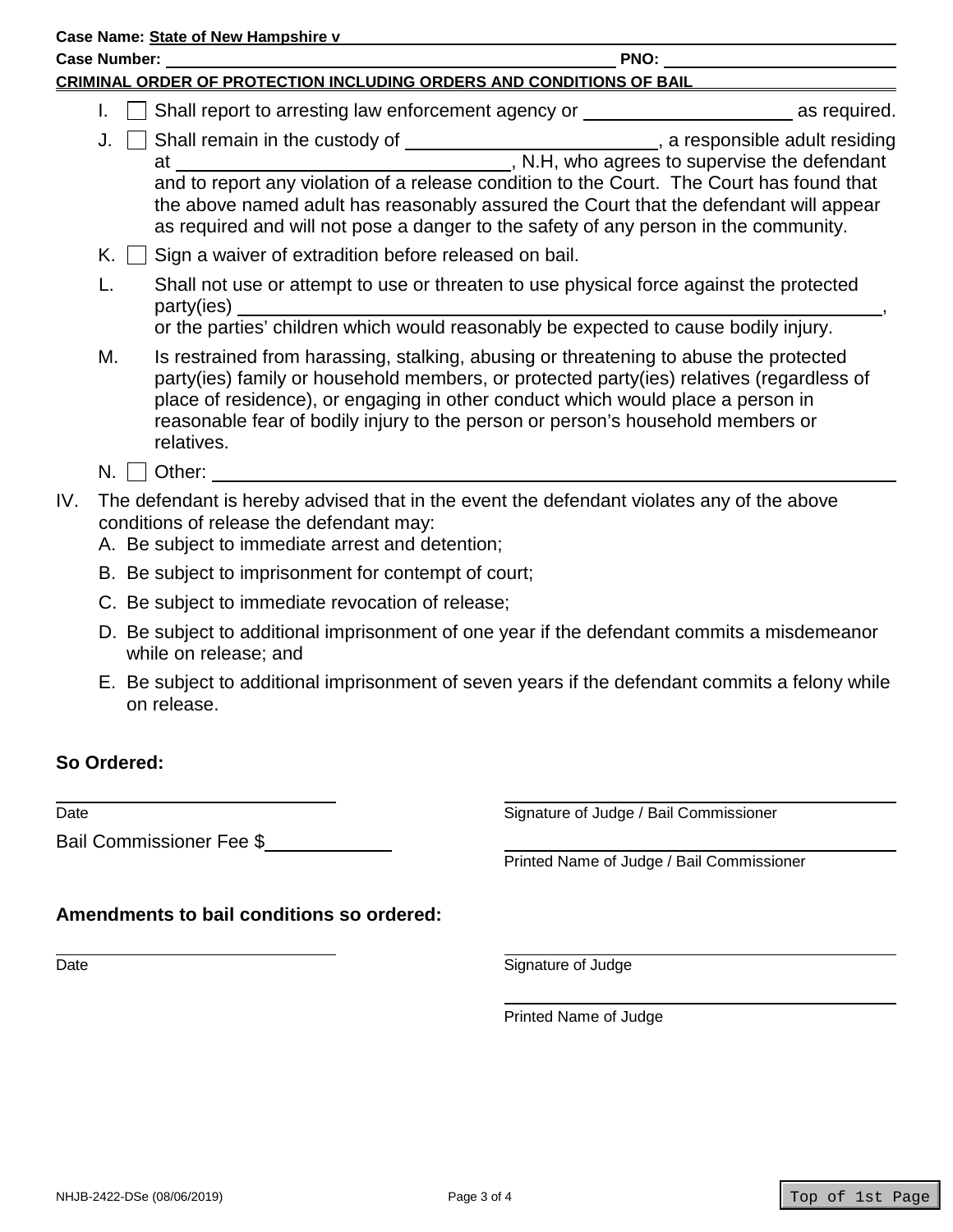**Case Name:** State of New Hampshire v ____________________

**Case Number:** ____________________ **PNO:** ____________________

**CRIMINAL ORDER OF PROTECTION INCLUDING ORDERS AND CONDITIONS OF BAIL**

- I. ☐ Shall report to arresting law enforcement agency or ____________________ as required.
- J. ☐ Shall remain in the custody of ____________________, a responsible adult residing at ____________________, N.H, who agrees to supervise the defendant and to report any violation of a release condition to the Court. The Court has found that the above named adult has reasonably assured the Court that the defendant will appear as required and will not pose a danger to the safety of any person in the community.
- K. ☐ Sign a waiver of extradition before released on bail.
- L. Shall not use or attempt to use or threaten to use physical force against the protected party(ies) ____________________, or the parties' children which would reasonably be expected to cause bodily injury.
- M. Is restrained from harassing, stalking, abusing or threatening to abuse the protected party(ies) family or household members, or protected party(ies) relatives (regardless of place of residence), or engaging in other conduct which would place a person in reasonable fear of bodily injury to the person or person's household members or relatives.
- N. ☐ Other: ____________________

IV. The defendant is hereby advised that in the event the defendant violates any of the above conditions of release the defendant may:

- A. Be subject to immediate arrest and detention;
- B. Be subject to imprisonment for contempt of court;
- C. Be subject to immediate revocation of release;
- D. Be subject to additional imprisonment of one year if the defendant commits a misdemeanor while on release; and
- E. Be subject to additional imprisonment of seven years if the defendant commits a felony while on release.

**So Ordered:**

____________________ Date

____________________ Signature of Judge / Bail Commissioner

Bail Commissioner Fee $____________

____________________ Printed Name of Judge / Bail Commissioner

**Amendments to bail conditions so ordered:**

____________________ Date

____________________ Signature of Judge

____________________ Printed Name of Judge

NHJB-2422-DSe (08/06/2019)

Top of 1st Page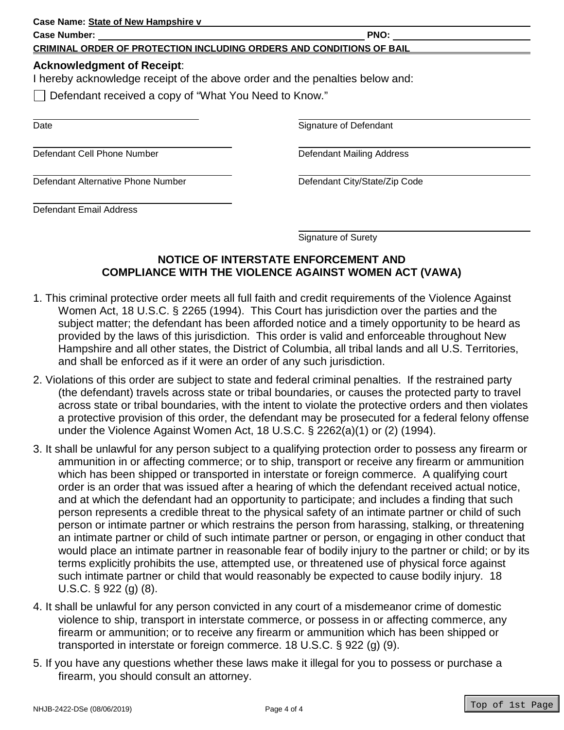**Case Name:** State of New Hampshire v
**Case Number:** ______________________ **PNO:** ______________________
**CRIMINAL ORDER OF PROTECTION INCLUDING ORDERS AND CONDITIONS OF BAIL**

**Acknowledgment of Receipt**:
I hereby acknowledge receipt of the above order and the penalties below and:

☐ Defendant received a copy of "What You Need to Know."

| | |
|---|---|
| Date | Signature of Defendant |
| Defendant Cell Phone Number | Defendant Mailing Address |
| Defendant Alternative Phone Number | Defendant City/State/Zip Code |
| Defendant Email Address | |
| | Signature of Surety |

## NOTICE OF INTERSTATE ENFORCEMENT AND COMPLIANCE WITH THE VIOLENCE AGAINST WOMEN ACT (VAWA)

1. This criminal protective order meets all full faith and credit requirements of the Violence Against Women Act, 18 U.S.C. § 2265 (1994). This Court has jurisdiction over the parties and the subject matter; the defendant has been afforded notice and a timely opportunity to be heard as provided by the laws of this jurisdiction. This order is valid and enforceable throughout New Hampshire and all other states, the District of Columbia, all tribal lands and all U.S. Territories, and shall be enforced as if it were an order of any such jurisdiction.
2. Violations of this order are subject to state and federal criminal penalties. If the restrained party (the defendant) travels across state or tribal boundaries, or causes the protected party to travel across state or tribal boundaries, with the intent to violate the protective orders and then violates a protective provision of this order, the defendant may be prosecuted for a federal felony offense under the Violence Against Women Act, 18 U.S.C. § 2262(a)(1) or (2) (1994).
3. It shall be unlawful for any person subject to a qualifying protection order to possess any firearm or ammunition in or affecting commerce; or to ship, transport or receive any firearm or ammunition which has been shipped or transported in interstate or foreign commerce. A qualifying court order is an order that was issued after a hearing of which the defendant received actual notice, and at which the defendant had an opportunity to participate; and includes a finding that such person represents a credible threat to the physical safety of an intimate partner or child of such person or intimate partner or which restrains the person from harassing, stalking, or threatening an intimate partner or child of such intimate partner or person, or engaging in other conduct that would place an intimate partner in reasonable fear of bodily injury to the partner or child; or by its terms explicitly prohibits the use, attempted use, or threatened use of physical force against such intimate partner or child that would reasonably be expected to cause bodily injury. 18 U.S.C. § 922 (g) (8).
4. It shall be unlawful for any person convicted in any court of a misdemeanor crime of domestic violence to ship, transport in interstate commerce, or possess in or affecting commerce, any firearm or ammunition; or to receive any firearm or ammunition which has been shipped or transported in interstate or foreign commerce. 18 U.S.C. § 922 (g) (9).
5. If you have any questions whether these laws make it illegal for you to possess or purchase a firearm, you should consult an attorney.

NHJB-2422-DSe (08/06/2019)

Top of 1st Page